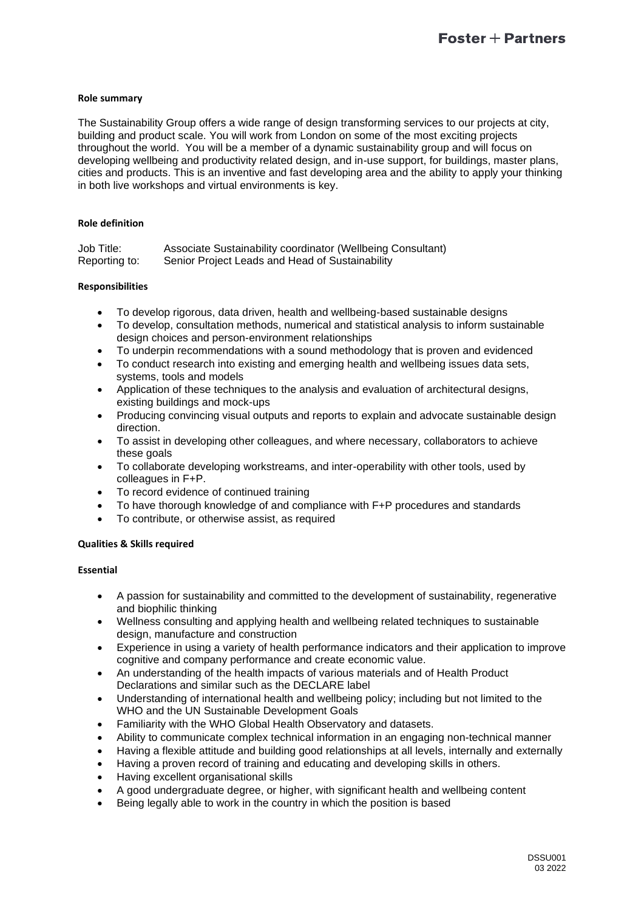**Role summary**

The Sustainability Group offers a wide range of design transforming services to our projects at city, building and product scale. You will work from London on some of the most exciting projects throughout the world. You will be a member of a dynamic sustainability group and will focus on developing wellbeing and productivity related design, and in-use support, for buildings, master plans, cities and products. This is an inventive and fast developing area and the ability to apply your thinking in both live workshops and virtual environments is key.

**Role definition**

Job Title: Associate Sustainability coordinator (Wellbeing Consultant)
Reporting to: Senior Project Leads and Head of Sustainability

**Responsibilities**

- To develop rigorous, data driven, health and wellbeing-based sustainable designs
- To develop, consultation methods, numerical and statistical analysis to inform sustainable design choices and person-environment relationships
- To underpin recommendations with a sound methodology that is proven and evidenced
- To conduct research into existing and emerging health and wellbeing issues data sets, systems, tools and models
- Application of these techniques to the analysis and evaluation of architectural designs, existing buildings and mock-ups
- Producing convincing visual outputs and reports to explain and advocate sustainable design direction.
- To assist in developing other colleagues, and where necessary, collaborators to achieve these goals
- To collaborate developing workstreams, and inter-operability with other tools, used by colleagues in F+P.
- To record evidence of continued training
- To have thorough knowledge of and compliance with F+P procedures and standards
- To contribute, or otherwise assist, as required

**Qualities & Skills required**

**Essential**

- A passion for sustainability and committed to the development of sustainability, regenerative and biophilic thinking
- Wellness consulting and applying health and wellbeing related techniques to sustainable design, manufacture and construction
- Experience in using a variety of health performance indicators and their application to improve cognitive and company performance and create economic value.
- An understanding of the health impacts of various materials and of Health Product Declarations and similar such as the DECLARE label
- Understanding of international health and wellbeing policy; including but not limited to the WHO and the UN Sustainable Development Goals
- Familiarity with the WHO Global Health Observatory and datasets.
- Ability to communicate complex technical information in an engaging non-technical manner
- Having a flexible attitude and building good relationships at all levels, internally and externally
- Having a proven record of training and educating and developing skills in others.
- Having excellent organisational skills
- A good undergraduate degree, or higher, with significant health and wellbeing content
- Being legally able to work in the country in which the position is based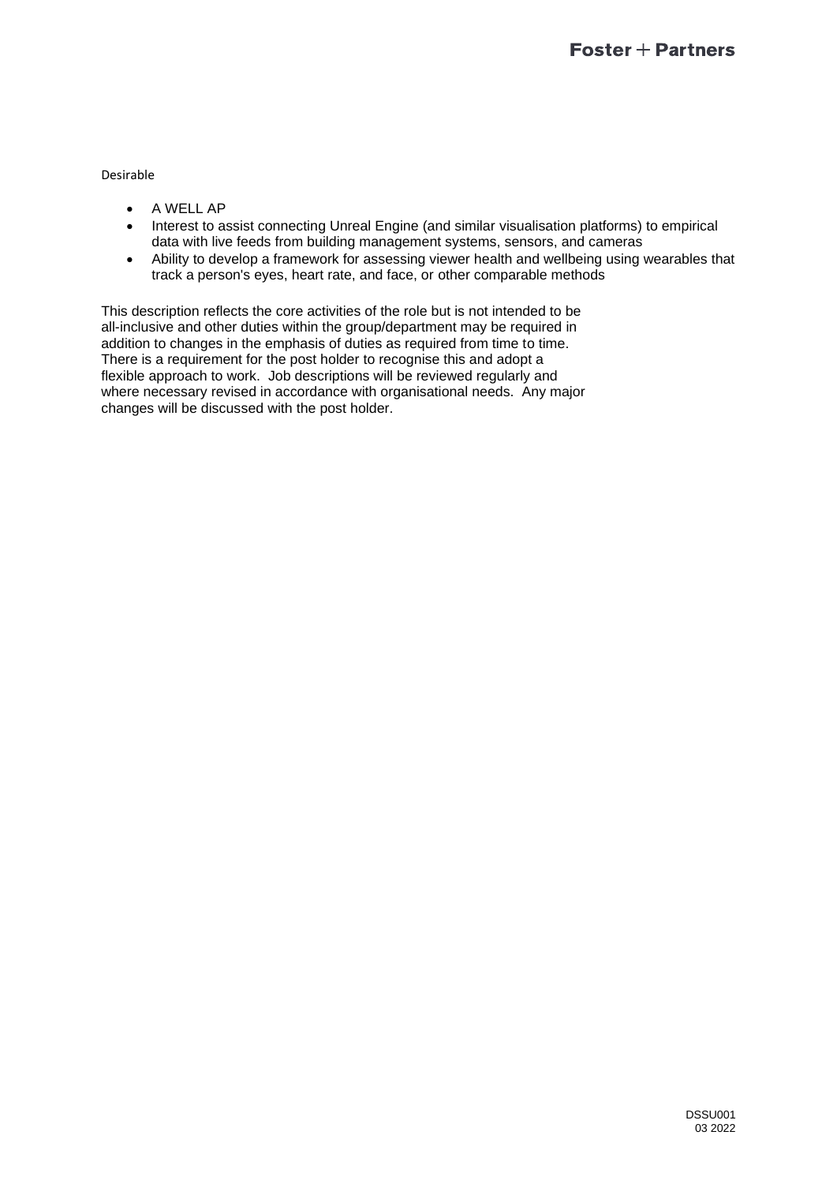Desirable

- A WELL AP
- Interest to assist connecting Unreal Engine (and similar visualisation platforms) to empirical data with live feeds from building management systems, sensors, and cameras
- Ability to develop a framework for assessing viewer health and wellbeing using wearables that track a person's eyes, heart rate, and face, or other comparable methods

This description reflects the core activities of the role but is not intended to be all-inclusive and other duties within the group/department may be required in addition to changes in the emphasis of duties as required from time to time. There is a requirement for the post holder to recognise this and adopt a flexible approach to work. Job descriptions will be reviewed regularly and where necessary revised in accordance with organisational needs. Any major changes will be discussed with the post holder.